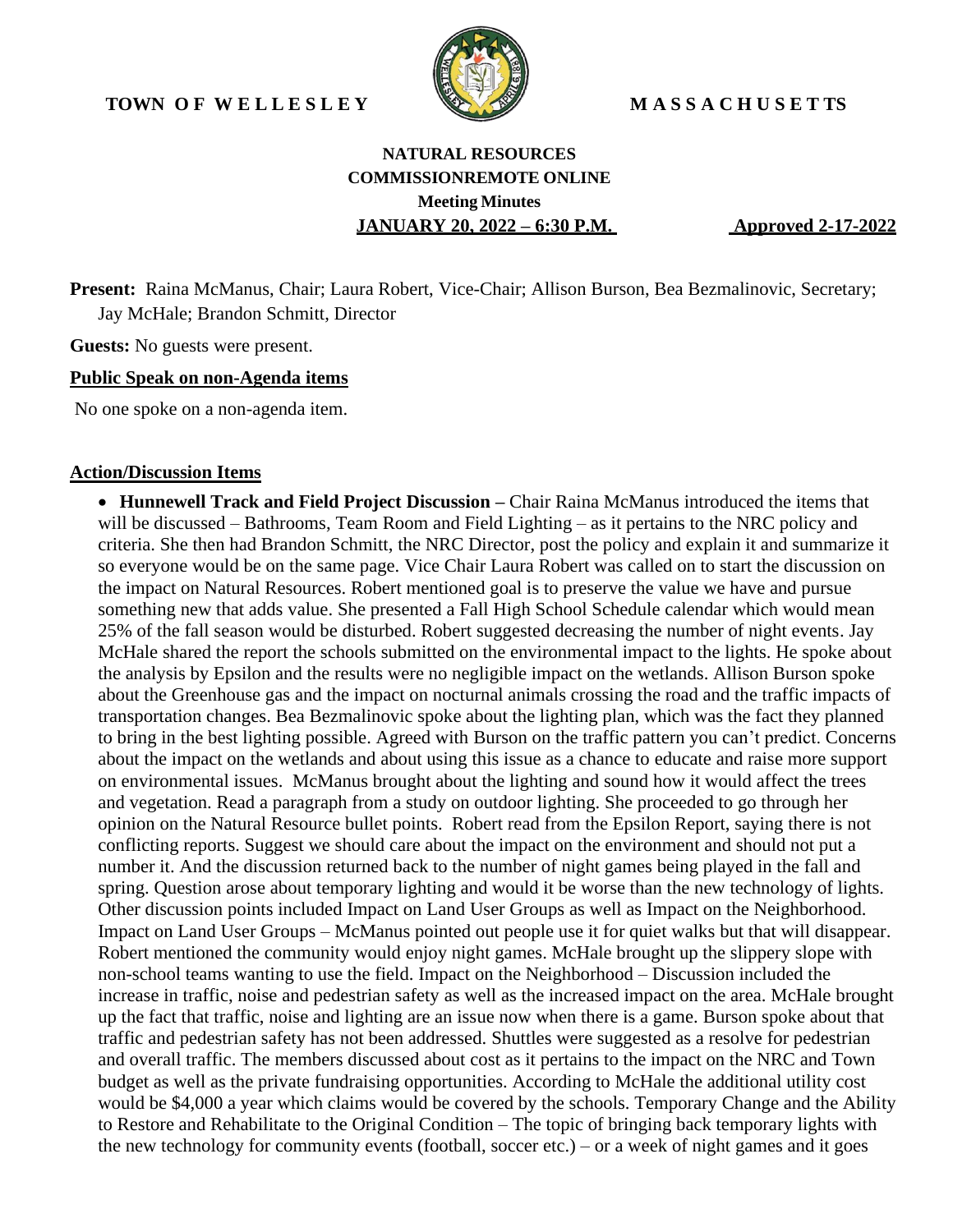**TOWN OF WELLESLEY** **MASSACHUSETTS**

**NATURAL RESOURCES COMMISSIONREMOTE ONLINE**
**Meeting Minutes**
**JANUARY 20, 2022 – 6:30 P.M.** **Approved 2-17-2022**

**Present:** Raina McManus, Chair; Laura Robert, Vice-Chair; Allison Burson, Bea Bezmalinovic, Secretary; Jay McHale; Brandon Schmitt, Director

**Guests:** No guests were present.

**Public Speak on non-Agenda items**

No one spoke on a non-agenda item.

**Action/Discussion Items**

- **Hunnewell Track and Field Project Discussion –** Chair Raina McManus introduced the items that will be discussed – Bathrooms, Team Room and Field Lighting – as it pertains to the NRC policy and criteria. She then had Brandon Schmitt, the NRC Director, post the policy and explain it and summarize it so everyone would be on the same page. Vice Chair Laura Robert was called on to start the discussion on the impact on Natural Resources. Robert mentioned goal is to preserve the value we have and pursue something new that adds value. She presented a Fall High School Schedule calendar which would mean 25% of the fall season would be disturbed. Robert suggested decreasing the number of night events. Jay McHale shared the report the schools submitted on the environmental impact to the lights. He spoke about the analysis by Epsilon and the results were no negligible impact on the wetlands. Allison Burson spoke about the Greenhouse gas and the impact on nocturnal animals crossing the road and the traffic impacts of transportation changes. Bea Bezmalinovic spoke about the lighting plan, which was the fact they planned to bring in the best lighting possible. Agreed with Burson on the traffic pattern you can't predict. Concerns about the impact on the wetlands and about using this issue as a chance to educate and raise more support on environmental issues. McManus brought about the lighting and sound how it would affect the trees and vegetation. Read a paragraph from a study on outdoor lighting. She proceeded to go through her opinion on the Natural Resource bullet points. Robert read from the Epsilon Report, saying there is not conflicting reports. Suggest we should care about the impact on the environment and should not put a number it. And the discussion returned back to the number of night games being played in the fall and spring. Question arose about temporary lighting and would it be worse than the new technology of lights. Other discussion points included Impact on Land User Groups as well as Impact on the Neighborhood. Impact on Land User Groups – McManus pointed out people use it for quiet walks but that will disappear. Robert mentioned the community would enjoy night games. McHale brought up the slippery slope with non-school teams wanting to use the field. Impact on the Neighborhood – Discussion included the increase in traffic, noise and pedestrian safety as well as the increased impact on the area. McHale brought up the fact that traffic, noise and lighting are an issue now when there is a game. Burson spoke about that traffic and pedestrian safety has not been addressed. Shuttles were suggested as a resolve for pedestrian and overall traffic. The members discussed about cost as it pertains to the impact on the NRC and Town budget as well as the private fundraising opportunities. According to McHale the additional utility cost would be $4,000 a year which claims would be covered by the schools. Temporary Change and the Ability to Restore and Rehabilitate to the Original Condition – The topic of bringing back temporary lights with the new technology for community events (football, soccer etc.) – or a week of night games and it goes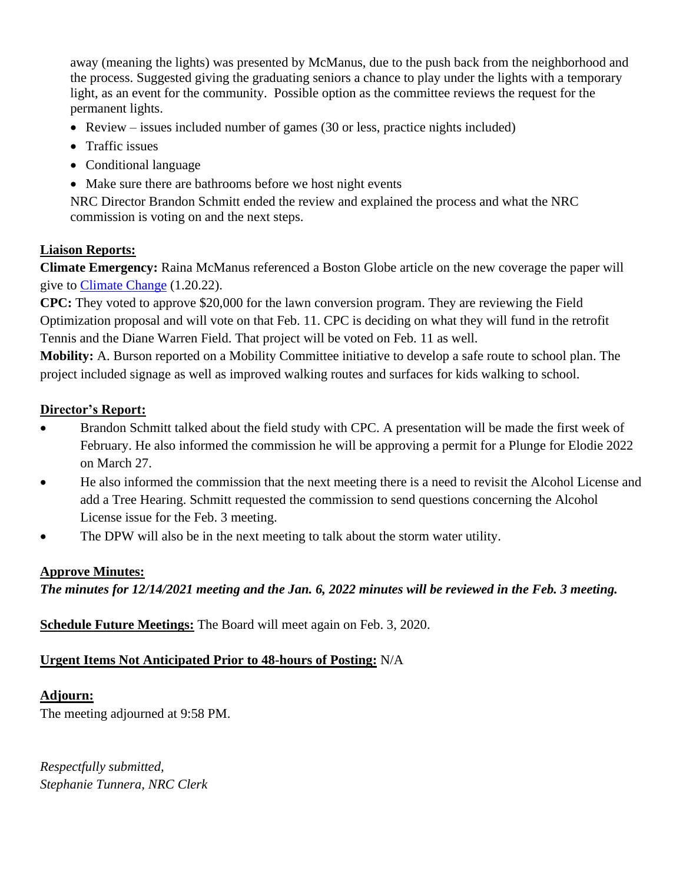away (meaning the lights) was presented by McManus, due to the push back from the neighborhood and the process. Suggested giving the graduating seniors a chance to play under the lights with a temporary light, as an event for the community. Possible option as the committee reviews the request for the permanent lights.

- Review – issues included number of games (30 or less, practice nights included)
- Traffic issues
- Conditional language
- Make sure there are bathrooms before we host night events

NRC Director Brandon Schmitt ended the review and explained the process and what the NRC commission is voting on and the next steps.

**Liaison Reports:**

**Climate Emergency:** Raina McManus referenced a Boston Globe article on the new coverage the paper will give to Climate Change (1.20.22).

**CPC:** They voted to approve $20,000 for the lawn conversion program. They are reviewing the Field Optimization proposal and will vote on that Feb. 11. CPC is deciding on what they will fund in the retrofit Tennis and the Diane Warren Field. That project will be voted on Feb. 11 as well.

**Mobility:** A. Burson reported on a Mobility Committee initiative to develop a safe route to school plan. The project included signage as well as improved walking routes and surfaces for kids walking to school.

**Director's Report:**

- Brandon Schmitt talked about the field study with CPC. A presentation will be made the first week of February. He also informed the commission he will be approving a permit for a Plunge for Elodie 2022 on March 27.
- He also informed the commission that the next meeting there is a need to revisit the Alcohol License and add a Tree Hearing. Schmitt requested the commission to send questions concerning the Alcohol License issue for the Feb. 3 meeting.
- The DPW will also be in the next meeting to talk about the storm water utility.

**Approve Minutes:**

***The minutes for 12/14/2021 meeting and the Jan. 6, 2022 minutes will be reviewed in the Feb. 3 meeting.***

**Schedule Future Meetings:** The Board will meet again on Feb. 3, 2020.

**Urgent Items Not Anticipated Prior to 48-hours of Posting:** N/A

**Adjourn:**

The meeting adjourned at 9:58 PM.

*Respectfully submitted,*
*Stephanie Tunnera, NRC Clerk*